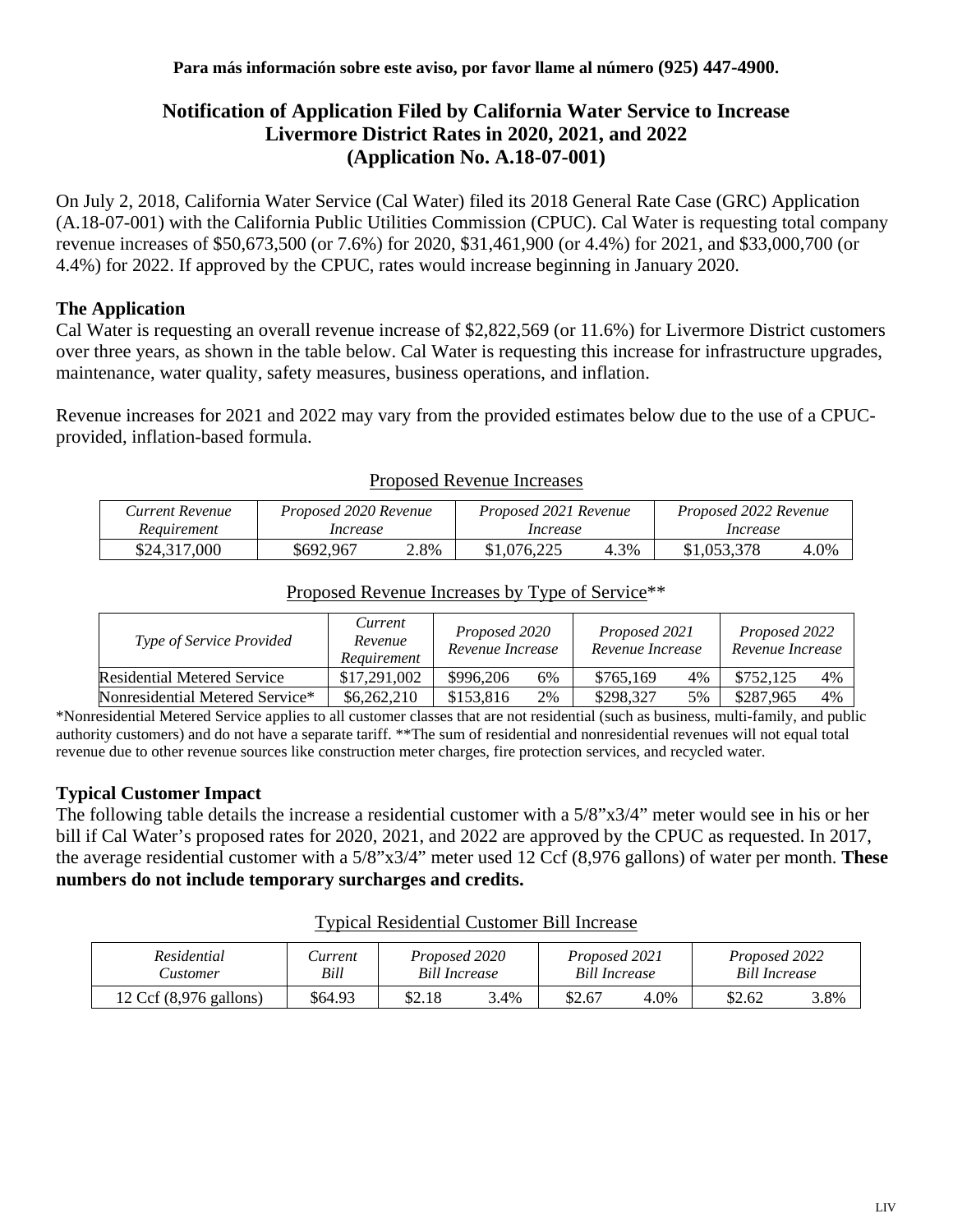**Para más información sobre este aviso, por favor llame al número (925) 447-4900.**

# Notification of Application Filed by California Water Service to Increase Livermore District Rates in 2020, 2021, and 2022 (Application No. A.18-07-001)

On July 2, 2018, California Water Service (Cal Water) filed its 2018 General Rate Case (GRC) Application (A.18-07-001) with the California Public Utilities Commission (CPUC). Cal Water is requesting total company revenue increases of $50,673,500 (or 7.6%) for 2020, $31,461,900 (or 4.4%) for 2021, and $33,000,700 (or 4.4%) for 2022. If approved by the CPUC, rates would increase beginning in January 2020.

## The Application

Cal Water is requesting an overall revenue increase of $2,822,569 (or 11.6%) for Livermore District customers over three years, as shown in the table below. Cal Water is requesting this increase for infrastructure upgrades, maintenance, water quality, safety measures, business operations, and inflation.

Revenue increases for 2021 and 2022 may vary from the provided estimates below due to the use of a CPUC-provided, inflation-based formula.

Proposed Revenue Increases

| *Current Revenue Requirement* | *Proposed 2020 Revenue Increase* | | *Proposed 2021 Revenue Increase* | | *Proposed 2022 Revenue Increase* | |
|---|---|---|---|---|---|---|
| $24,317,000 | $692,967 | 2.8% | $1,076,225 | 4.3% | $1,053,378 | 4.0% |

Proposed Revenue Increases by Type of Service**

| *Type of Service Provided* | *Current Revenue Requirement* | *Proposed 2020 Revenue Increase* | | *Proposed 2021 Revenue Increase* | | *Proposed 2022 Revenue Increase* | |
|---|---|---|---|---|---|---|---|
| Residential Metered Service | $17,291,002 | $996,206 | 6% | $765,169 | 4% | $752,125 | 4% |
| Nonresidential Metered Service* | $6,262,210 | $153,816 | 2% | $298,327 | 5% | $287,965 | 4% |

*Nonresidential Metered Service applies to all customer classes that are not residential (such as business, multi-family, and public authority customers) and do not have a separate tariff. **The sum of residential and nonresidential revenues will not equal total revenue due to other revenue sources like construction meter charges, fire protection services, and recycled water.

## Typical Customer Impact

The following table details the increase a residential customer with a 5/8"x3/4" meter would see in his or her bill if Cal Water's proposed rates for 2020, 2021, and 2022 are approved by the CPUC as requested. In 2017, the average residential customer with a 5/8"x3/4" meter used 12 Ccf (8,976 gallons) of water per month. **These numbers do not include temporary surcharges and credits.**

Typical Residential Customer Bill Increase

| *Residential Customer* | *Current Bill* | *Proposed 2020 Bill Increase* | | *Proposed 2021 Bill Increase* | | *Proposed 2022 Bill Increase* | |
|---|---|---|---|---|---|---|---|
| 12 Ccf (8,976 gallons) | $64.93 | $2.18 | 3.4% | $2.67 | 4.0% | $2.62 | 3.8% |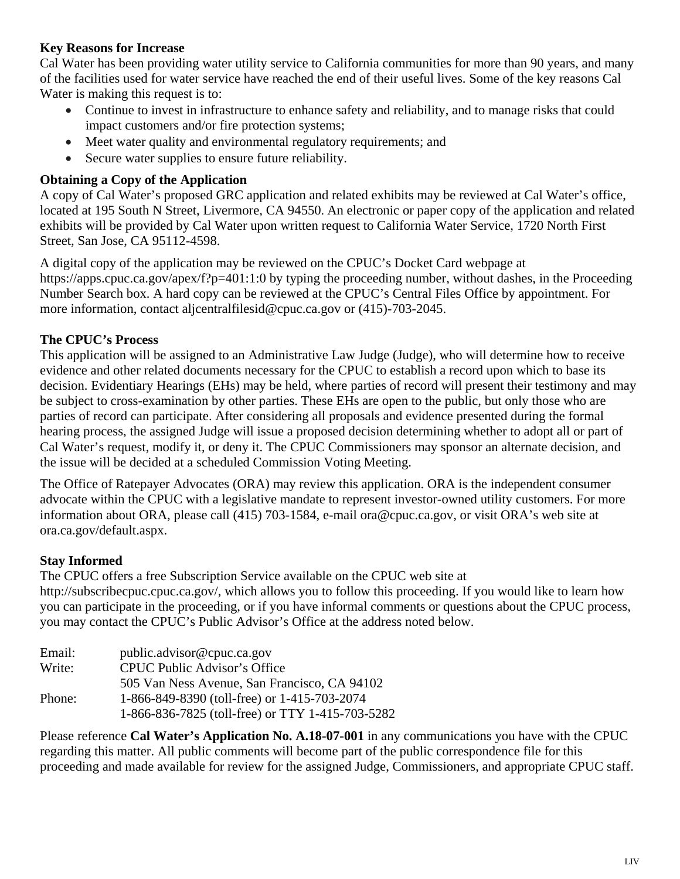**Key Reasons for Increase**

Cal Water has been providing water utility service to California communities for more than 90 years, and many of the facilities used for water service have reached the end of their useful lives. Some of the key reasons Cal Water is making this request is to:

- Continue to invest in infrastructure to enhance safety and reliability, and to manage risks that could impact customers and/or fire protection systems;
- Meet water quality and environmental regulatory requirements; and
- Secure water supplies to ensure future reliability.

**Obtaining a Copy of the Application**

A copy of Cal Water's proposed GRC application and related exhibits may be reviewed at Cal Water's office, located at 195 South N Street, Livermore, CA 94550. An electronic or paper copy of the application and related exhibits will be provided by Cal Water upon written request to California Water Service, 1720 North First Street, San Jose, CA 95112-4598.

A digital copy of the application may be reviewed on the CPUC's Docket Card webpage at https://apps.cpuc.ca.gov/apex/f?p=401:1:0 by typing the proceeding number, without dashes, in the Proceeding Number Search box. A hard copy can be reviewed at the CPUC's Central Files Office by appointment. For more information, contact aljcentralfilesid@cpuc.ca.gov or (415)-703-2045.

**The CPUC's Process**

This application will be assigned to an Administrative Law Judge (Judge), who will determine how to receive evidence and other related documents necessary for the CPUC to establish a record upon which to base its decision. Evidentiary Hearings (EHs) may be held, where parties of record will present their testimony and may be subject to cross-examination by other parties. These EHs are open to the public, but only those who are parties of record can participate. After considering all proposals and evidence presented during the formal hearing process, the assigned Judge will issue a proposed decision determining whether to adopt all or part of Cal Water's request, modify it, or deny it. The CPUC Commissioners may sponsor an alternate decision, and the issue will be decided at a scheduled Commission Voting Meeting.

The Office of Ratepayer Advocates (ORA) may review this application. ORA is the independent consumer advocate within the CPUC with a legislative mandate to represent investor-owned utility customers. For more information about ORA, please call (415) 703-1584, e-mail ora@cpuc.ca.gov, or visit ORA's web site at ora.ca.gov/default.aspx.

**Stay Informed**

The CPUC offers a free Subscription Service available on the CPUC web site at http://subscribecpuc.cpuc.ca.gov/, which allows you to follow this proceeding. If you would like to learn how you can participate in the proceeding, or if you have informal comments or questions about the CPUC process, you may contact the CPUC's Public Advisor's Office at the address noted below.

| | |
|---|---|
| Email: | public.advisor@cpuc.ca.gov |
| Write: | CPUC Public Advisor's Office<br>505 Van Ness Avenue, San Francisco, CA 94102 |
| Phone: | 1-866-849-8390 (toll-free) or 1-415-703-2074<br>1-866-836-7825 (toll-free) or TTY 1-415-703-5282 |

Please reference **Cal Water's Application No. A.18-07-001** in any communications you have with the CPUC regarding this matter. All public comments will become part of the public correspondence file for this proceeding and made available for review for the assigned Judge, Commissioners, and appropriate CPUC staff.